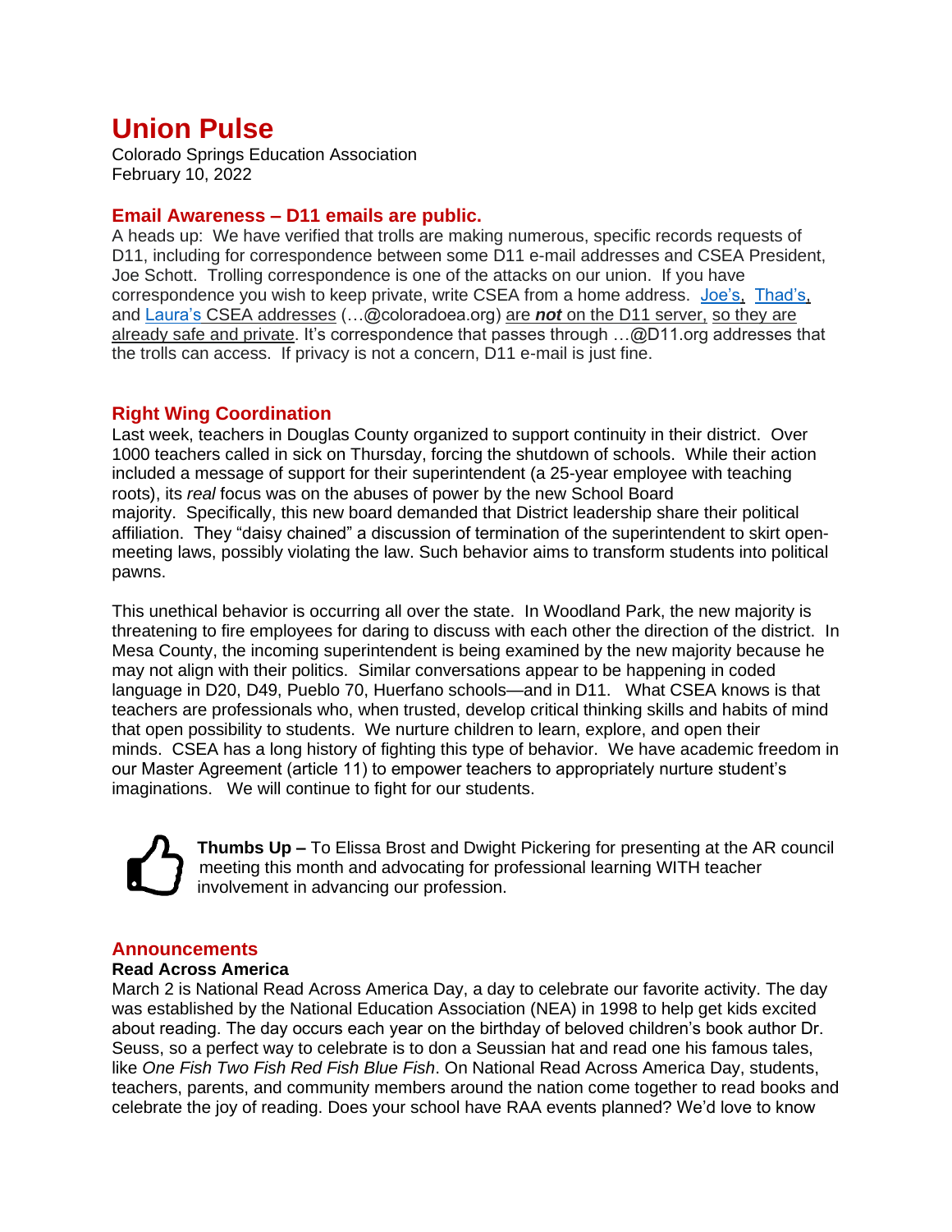# Union Pulse

Colorado Springs Education Association
February 10, 2022

## Email Awareness – D11 emails are public.

A heads up: We have verified that trolls are making numerous, specific records requests of D11, including for correspondence between some D11 e-mail addresses and CSEA President, Joe Schott. Trolling correspondence is one of the attacks on our union. If you have correspondence you wish to keep private, write CSEA from a home address. Joe's, Thad's, and Laura's CSEA addresses (…@coloradoea.org) are ***not*** on the D11 server, so they are already safe and private. It's correspondence that passes through …@D11.org addresses that the trolls can access. If privacy is not a concern, D11 e-mail is just fine.

## Right Wing Coordination

Last week, teachers in Douglas County organized to support continuity in their district. Over 1000 teachers called in sick on Thursday, forcing the shutdown of schools. While their action included a message of support for their superintendent (a 25-year employee with teaching roots), its *real* focus was on the abuses of power by the new School Board majority. Specifically, this new board demanded that District leadership share their political affiliation. They "daisy chained" a discussion of termination of the superintendent to skirt open-meeting laws, possibly violating the law. Such behavior aims to transform students into political pawns.

This unethical behavior is occurring all over the state. In Woodland Park, the new majority is threatening to fire employees for daring to discuss with each other the direction of the district. In Mesa County, the incoming superintendent is being examined by the new majority because he may not align with their politics. Similar conversations appear to be happening in coded language in D20, D49, Pueblo 70, Huerfano schools—and in D11. What CSEA knows is that teachers are professionals who, when trusted, develop critical thinking skills and habits of mind that open possibility to students. We nurture children to learn, explore, and open their minds. CSEA has a long history of fighting this type of behavior. We have academic freedom in our Master Agreement (article 11) to empower teachers to appropriately nurture student's imaginations. We will continue to fight for our students.

**Thumbs Up –** To Elissa Brost and Dwight Pickering for presenting at the AR council meeting this month and advocating for professional learning WITH teacher involvement in advancing our profession.

## Announcements

### Read Across America

March 2 is National Read Across America Day, a day to celebrate our favorite activity. The day was established by the National Education Association (NEA) in 1998 to help get kids excited about reading. The day occurs each year on the birthday of beloved children's book author Dr. Seuss, so a perfect way to celebrate is to don a Seussian hat and read one his famous tales, like *One Fish Two Fish Red Fish Blue Fish*. On National Read Across America Day, students, teachers, parents, and community members around the nation come together to read books and celebrate the joy of reading. Does your school have RAA events planned? We'd love to know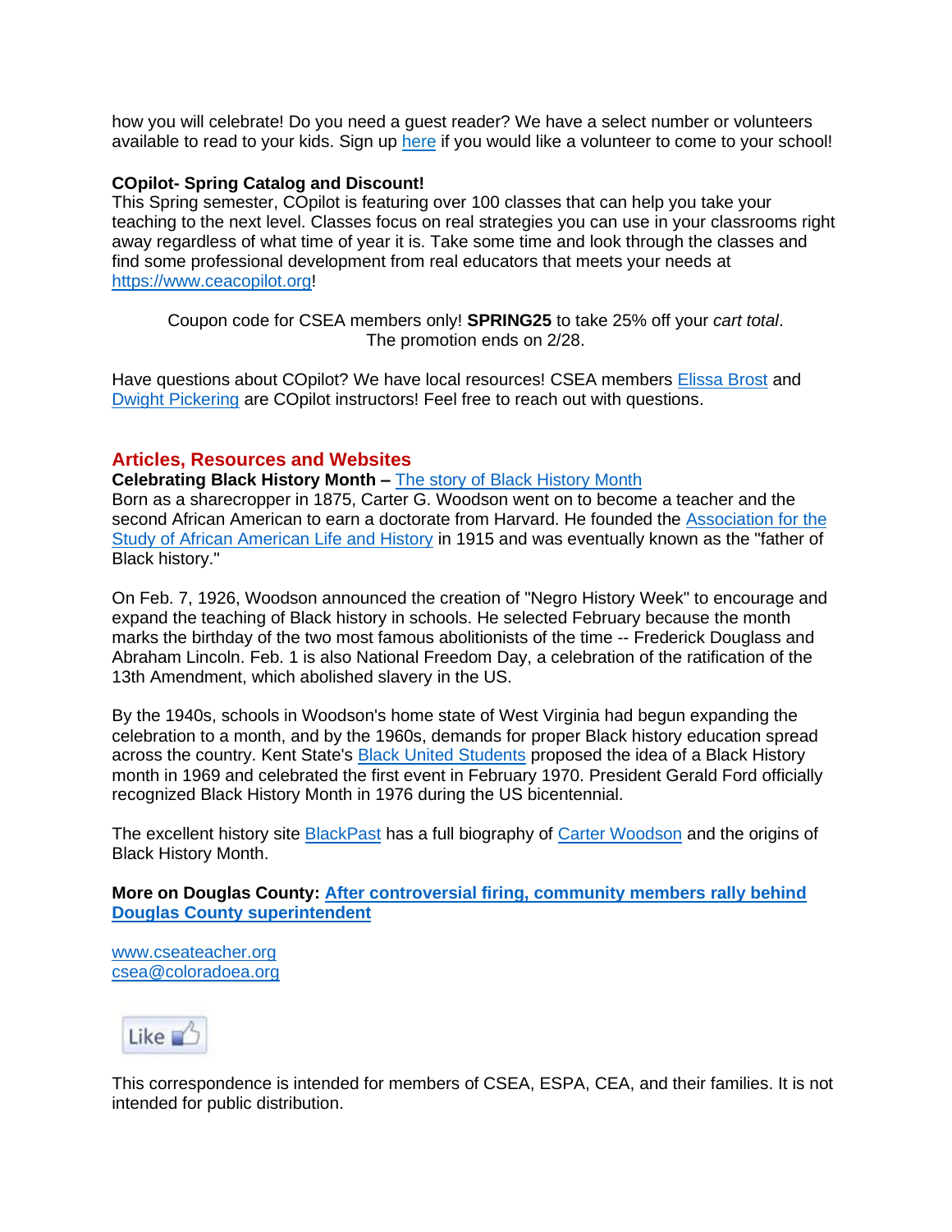how you will celebrate! Do you need a guest reader? We have a select number or volunteers available to read to your kids. Sign up here if you would like a volunteer to come to your school!

**COpilot- Spring Catalog and Discount!**
This Spring semester, COpilot is featuring over 100 classes that can help you take your teaching to the next level. Classes focus on real strategies you can use in your classrooms right away regardless of what time of year it is. Take some time and look through the classes and find some professional development from real educators that meets your needs at https://www.ceacopilot.org!

Coupon code for CSEA members only! **SPRING25** to take 25% off your *cart total*.
The promotion ends on 2/28.

Have questions about COpilot? We have local resources! CSEA members Elissa Brost and Dwight Pickering are COpilot instructors! Feel free to reach out with questions.

## Articles, Resources and Websites

**Celebrating Black History Month –** The story of Black History Month
Born as a sharecropper in 1875, Carter G. Woodson went on to become a teacher and the second African American to earn a doctorate from Harvard. He founded the Association for the Study of African American Life and History in 1915 and was eventually known as the "father of Black history."

On Feb. 7, 1926, Woodson announced the creation of "Negro History Week" to encourage and expand the teaching of Black history in schools. He selected February because the month marks the birthday of the two most famous abolitionists of the time -- Frederick Douglass and Abraham Lincoln. Feb. 1 is also National Freedom Day, a celebration of the ratification of the 13th Amendment, which abolished slavery in the US.

By the 1940s, schools in Woodson's home state of West Virginia had begun expanding the celebration to a month, and by the 1960s, demands for proper Black history education spread across the country. Kent State's Black United Students proposed the idea of a Black History month in 1969 and celebrated the first event in February 1970. President Gerald Ford officially recognized Black History Month in 1976 during the US bicentennial.

The excellent history site BlackPast has a full biography of Carter Woodson and the origins of Black History Month.

**More on Douglas County: After controversial firing, community members rally behind Douglas County superintendent**

www.cseateacher.org
csea@coloradoea.org

Like

This correspondence is intended for members of CSEA, ESPA, CEA, and their families. It is not intended for public distribution.